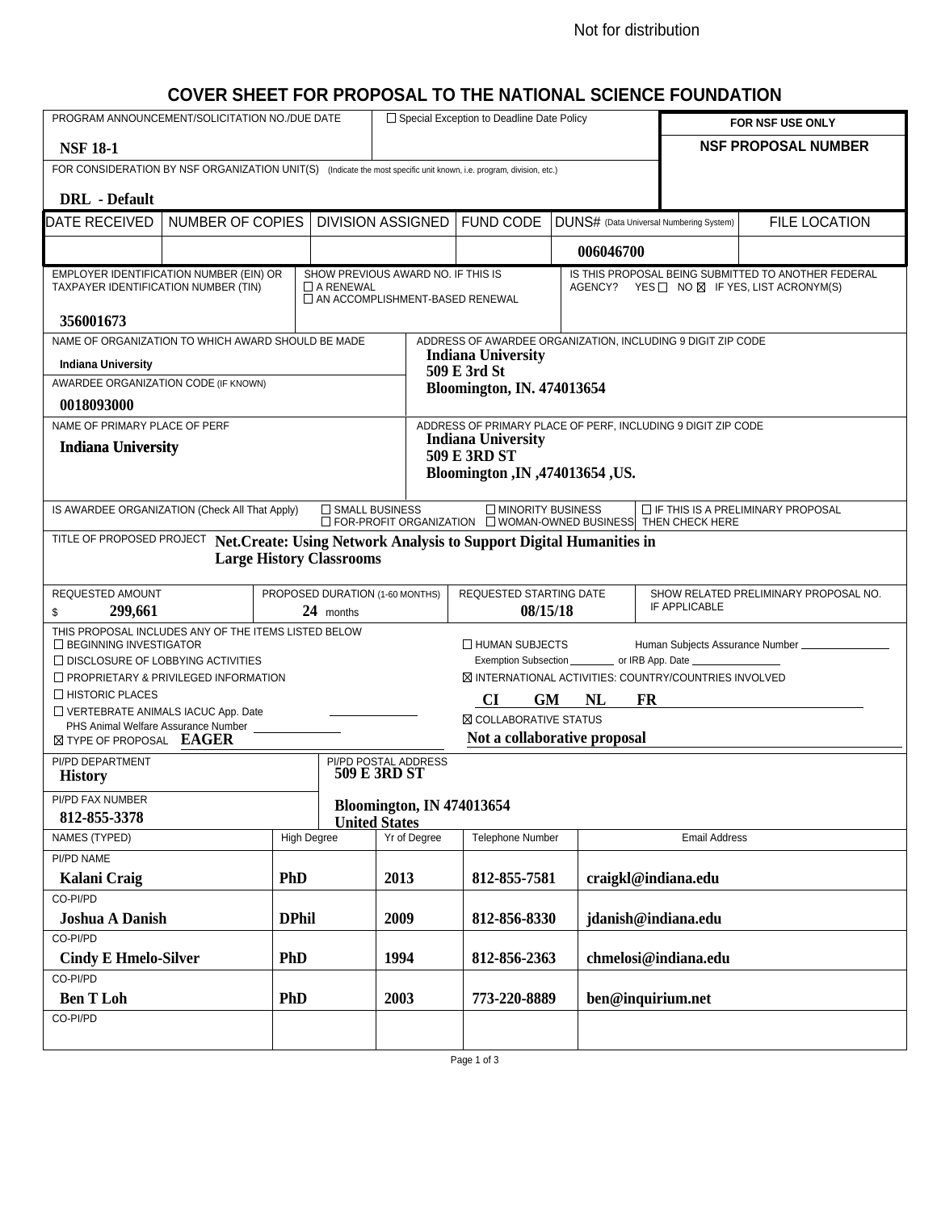Not for distribution

# COVER SHEET FOR PROPOSAL TO THE NATIONAL SCIENCE FOUNDATION

| PROGRAM ANNOUNCEMENT/SOLICITATION NO./DUE DATE | ☐ Special Exception to Deadline Date Policy | FOR NSF USE ONLY |
|---|---|---|
| **NSF 18-1** | | **NSF PROPOSAL NUMBER** |

FOR CONSIDERATION BY NSF ORGANIZATION UNIT(S) (Indicate the most specific unit known, i.e. program, division, etc.)

**DRL - Default**

| DATE RECEIVED | NUMBER OF COPIES | DIVISION ASSIGNED | FUND CODE | DUNS# (Data Universal Numbering System) | FILE LOCATION |
|---|---|---|---|---|---|
| | | | | **006046700** | |

| EMPLOYER IDENTIFICATION NUMBER (EIN) OR TAXPAYER IDENTIFICATION NUMBER (TIN) | SHOW PREVIOUS AWARD NO. IF THIS IS ☐ A RENEWAL ☐ AN ACCOMPLISHMENT-BASED RENEWAL | IS THIS PROPOSAL BEING SUBMITTED TO ANOTHER FEDERAL AGENCY? YES ☐ NO ☒ IF YES, LIST ACRONYM(S) |
|---|---|---|
| **356001673** | | |

| NAME OF ORGANIZATION TO WHICH AWARD SHOULD BE MADE | ADDRESS OF AWARDEE ORGANIZATION, INCLUDING 9 DIGIT ZIP CODE |
|---|---|
| **Indiana University** | **Indiana University**<br>**509 E 3rd St**<br>**Bloomington, IN. 474013654** |
| AWARDEE ORGANIZATION CODE (IF KNOWN): **0018093000** | |
| NAME OF PRIMARY PLACE OF PERF | ADDRESS OF PRIMARY PLACE OF PERF, INCLUDING 9 DIGIT ZIP CODE |
| **Indiana University** | **Indiana University**<br>**509 E 3RD ST**<br>**Bloomington ,IN ,474013654 ,US.** |

IS AWARDEE ORGANIZATION (Check All That Apply) ☐ SMALL BUSINESS ☐ MINORITY BUSINESS ☐ FOR-PROFIT ORGANIZATION ☐ WOMAN-OWNED BUSINESS ☐ IF THIS IS A PRELIMINARY PROPOSAL THEN CHECK HERE

TITLE OF PROPOSED PROJECT **Net.Create: Using Network Analysis to Support Digital Humanities in Large History Classrooms**

| REQUESTED AMOUNT | PROPOSED DURATION (1-60 MONTHS) | REQUESTED STARTING DATE | SHOW RELATED PRELIMINARY PROPOSAL NO. IF APPLICABLE |
|---|---|---|---|
| $ **299,661** | **24** months | **08/15/18** | |

THIS PROPOSAL INCLUDES ANY OF THE ITEMS LISTED BELOW

- ☐ BEGINNING INVESTIGATOR
- ☐ DISCLOSURE OF LOBBYING ACTIVITIES
- ☐ PROPRIETARY & PRIVILEGED INFORMATION
- ☐ HISTORIC PLACES
- ☐ VERTEBRATE ANIMALS IACUC App. Date ______ PHS Animal Welfare Assurance Number ______
- ☒ TYPE OF PROPOSAL **EAGER**
- ☐ HUMAN SUBJECTS Human Subjects Assurance Number ______ Exemption Subsection ______ or IRB App. Date ______
- ☒ INTERNATIONAL ACTIVITIES: COUNTRY/COUNTRIES INVOLVED **CI GM NL FR**
- ☒ COLLABORATIVE STATUS **Not a collaborative proposal**

| PI/PD DEPARTMENT | PI/PD POSTAL ADDRESS |
|---|---|
| **History** | **509 E 3RD ST**<br>**Bloomington, IN 474013654**<br>**United States** |
| PI/PD FAX NUMBER: **812-855-3378** | |

| NAMES (TYPED) | High Degree | Yr of Degree | Telephone Number | Email Address |
|---|---|---|---|---|
| PI/PD NAME | | | | |
| **Kalani Craig** | **PhD** | **2013** | **812-855-7581** | **craigkl@indiana.edu** |
| CO-PI/PD | | | | |
| **Joshua A Danish** | **DPhil** | **2009** | **812-856-8330** | **jdanish@indiana.edu** |
| CO-PI/PD | | | | |
| **Cindy E Hmelo-Silver** | **PhD** | **1994** | **812-856-2363** | **chmelosi@indiana.edu** |
| CO-PI/PD | | | | |
| **Ben T Loh** | **PhD** | **2003** | **773-220-8889** | **ben@inquirium.net** |
| CO-PI/PD | | | | |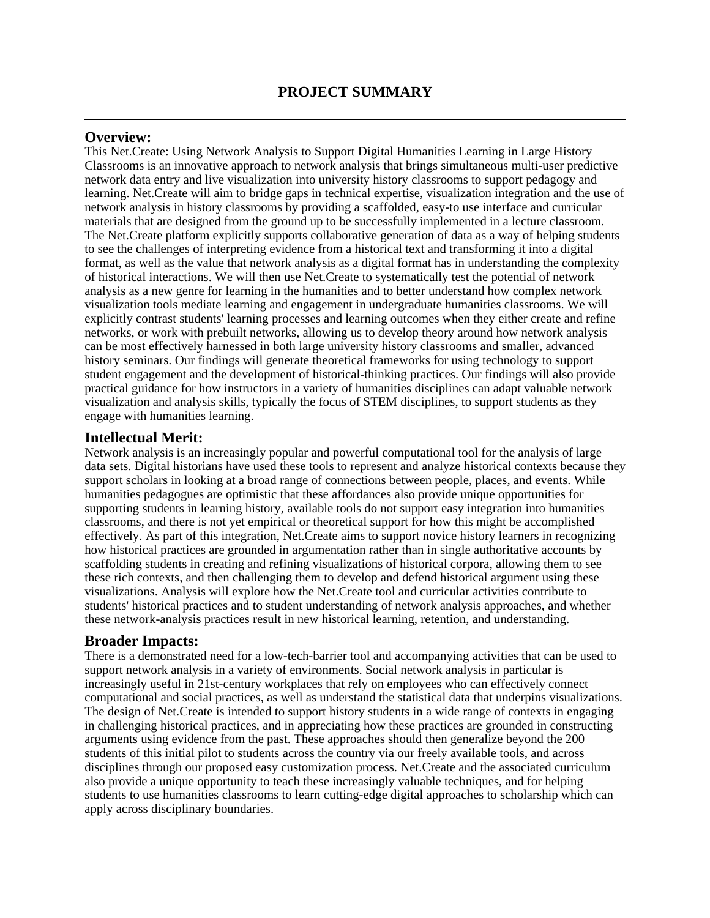# PROJECT SUMMARY

## Overview:

This Net.Create: Using Network Analysis to Support Digital Humanities Learning in Large History Classrooms is an innovative approach to network analysis that brings simultaneous multi-user predictive network data entry and live visualization into university history classrooms to support pedagogy and learning. Net.Create will aim to bridge gaps in technical expertise, visualization integration and the use of network analysis in history classrooms by providing a scaffolded, easy-to use interface and curricular materials that are designed from the ground up to be successfully implemented in a lecture classroom. The Net.Create platform explicitly supports collaborative generation of data as a way of helping students to see the challenges of interpreting evidence from a historical text and transforming it into a digital format, as well as the value that network analysis as a digital format has in understanding the complexity of historical interactions. We will then use Net.Create to systematically test the potential of network analysis as a new genre for learning in the humanities and to better understand how complex network visualization tools mediate learning and engagement in undergraduate humanities classrooms. We will explicitly contrast students' learning processes and learning outcomes when they either create and refine networks, or work with prebuilt networks, allowing us to develop theory around how network analysis can be most effectively harnessed in both large university history classrooms and smaller, advanced history seminars. Our findings will generate theoretical frameworks for using technology to support student engagement and the development of historical-thinking practices. Our findings will also provide practical guidance for how instructors in a variety of humanities disciplines can adapt valuable network visualization and analysis skills, typically the focus of STEM disciplines, to support students as they engage with humanities learning.

## Intellectual Merit:

Network analysis is an increasingly popular and powerful computational tool for the analysis of large data sets. Digital historians have used these tools to represent and analyze historical contexts because they support scholars in looking at a broad range of connections between people, places, and events. While humanities pedagogues are optimistic that these affordances also provide unique opportunities for supporting students in learning history, available tools do not support easy integration into humanities classrooms, and there is not yet empirical or theoretical support for how this might be accomplished effectively. As part of this integration, Net.Create aims to support novice history learners in recognizing how historical practices are grounded in argumentation rather than in single authoritative accounts by scaffolding students in creating and refining visualizations of historical corpora, allowing them to see these rich contexts, and then challenging them to develop and defend historical argument using these visualizations. Analysis will explore how the Net.Create tool and curricular activities contribute to students' historical practices and to student understanding of network analysis approaches, and whether these network-analysis practices result in new historical learning, retention, and understanding.

## Broader Impacts:

There is a demonstrated need for a low-tech-barrier tool and accompanying activities that can be used to support network analysis in a variety of environments. Social network analysis in particular is increasingly useful in 21st-century workplaces that rely on employees who can effectively connect computational and social practices, as well as understand the statistical data that underpins visualizations. The design of Net.Create is intended to support history students in a wide range of contexts in engaging in challenging historical practices, and in appreciating how these practices are grounded in constructing arguments using evidence from the past. These approaches should then generalize beyond the 200 students of this initial pilot to students across the country via our freely available tools, and across disciplines through our proposed easy customization process. Net.Create and the associated curriculum also provide a unique opportunity to teach these increasingly valuable techniques, and for helping students to use humanities classrooms to learn cutting-edge digital approaches to scholarship which can apply across disciplinary boundaries.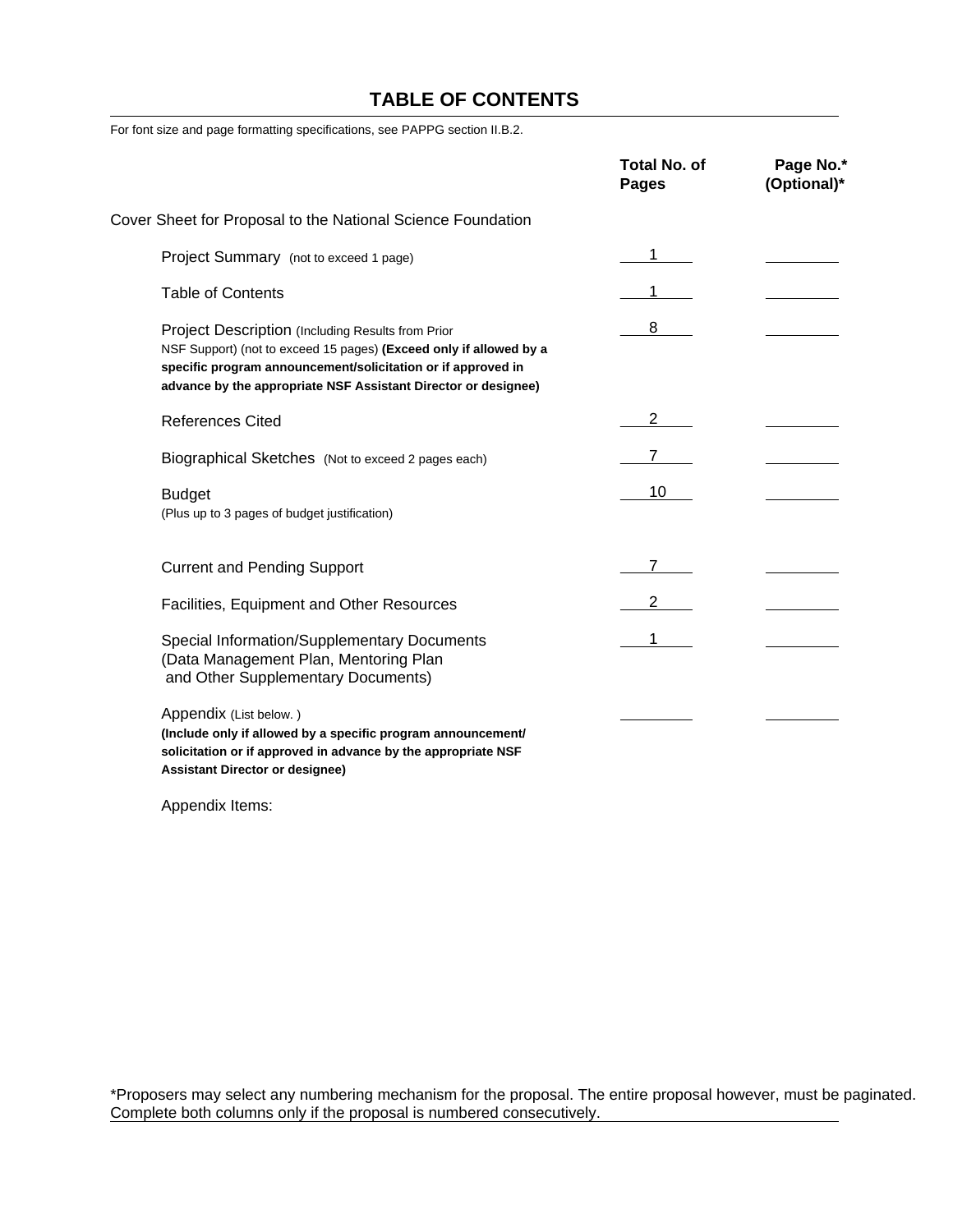# TABLE OF CONTENTS

For font size and page formatting specifications, see PAPPG section II.B.2.

| | Total No. of Pages | Page No.* (Optional)* |
|---|---|---|
| Cover Sheet for Proposal to the National Science Foundation | | |
| Project Summary (not to exceed 1 page) | 1 | |
| Table of Contents | 1 | |
| Project Description (Including Results from Prior NSF Support) (not to exceed 15 pages) **(Exceed only if allowed by a specific program announcement/solicitation or if approved in advance by the appropriate NSF Assistant Director or designee)** | 8 | |
| References Cited | 2 | |
| Biographical Sketches (Not to exceed 2 pages each) | 7 | |
| Budget (Plus up to 3 pages of budget justification) | 10 | |
| Current and Pending Support | 7 | |
| Facilities, Equipment and Other Resources | 2 | |
| Special Information/Supplementary Documents (Data Management Plan, Mentoring Plan and Other Supplementary Documents) | 1 | |
| Appendix (List below. ) **(Include only if allowed by a specific program announcement/ solicitation or if approved in advance by the appropriate NSF Assistant Director or designee)** | | |

Appendix Items:

*Proposers may select any numbering mechanism for the proposal. The entire proposal however, must be paginated. Complete both columns only if the proposal is numbered consecutively.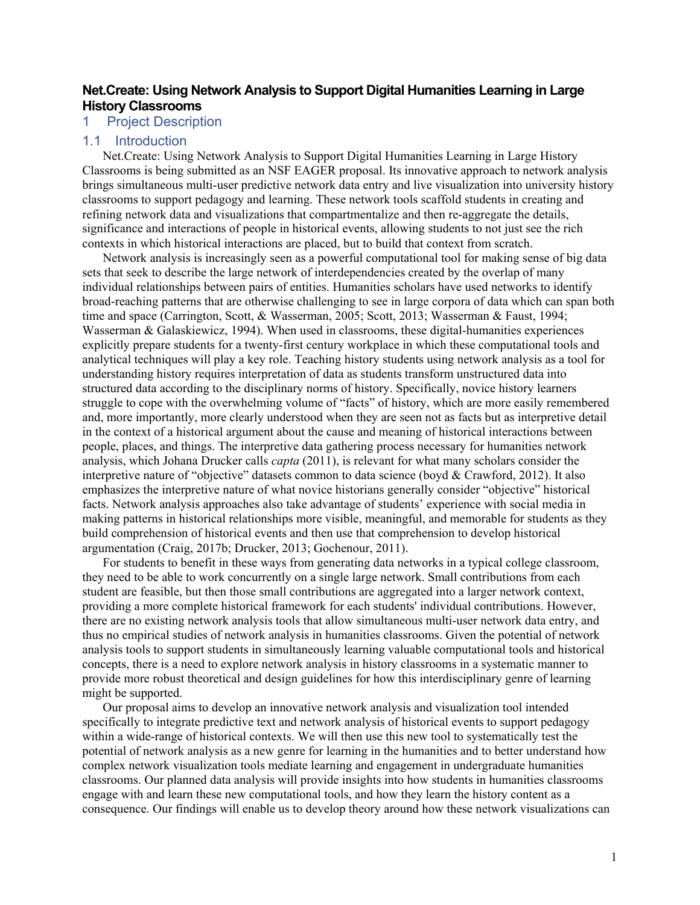# Net.Create: Using Network Analysis to Support Digital Humanities Learning in Large History Classrooms

## 1 Project Description

### 1.1 Introduction

Net.Create: Using Network Analysis to Support Digital Humanities Learning in Large History Classrooms is being submitted as an NSF EAGER proposal. Its innovative approach to network analysis brings simultaneous multi-user predictive network data entry and live visualization into university history classrooms to support pedagogy and learning. These network tools scaffold students in creating and refining network data and visualizations that compartmentalize and then re-aggregate the details, significance and interactions of people in historical events, allowing students to not just see the rich contexts in which historical interactions are placed, but to build that context from scratch.

Network analysis is increasingly seen as a powerful computational tool for making sense of big data sets that seek to describe the large network of interdependencies created by the overlap of many individual relationships between pairs of entities. Humanities scholars have used networks to identify broad-reaching patterns that are otherwise challenging to see in large corpora of data which can span both time and space (Carrington, Scott, & Wasserman, 2005; Scott, 2013; Wasserman & Faust, 1994; Wasserman & Galaskiewicz, 1994). When used in classrooms, these digital-humanities experiences explicitly prepare students for a twenty-first century workplace in which these computational tools and analytical techniques will play a key role. Teaching history students using network analysis as a tool for understanding history requires interpretation of data as students transform unstructured data into structured data according to the disciplinary norms of history. Specifically, novice history learners struggle to cope with the overwhelming volume of "facts" of history, which are more easily remembered and, more importantly, more clearly understood when they are seen not as facts but as interpretive detail in the context of a historical argument about the cause and meaning of historical interactions between people, places, and things. The interpretive data gathering process necessary for humanities network analysis, which Johana Drucker calls *capta* (2011), is relevant for what many scholars consider the interpretive nature of "objective" datasets common to data science (boyd & Crawford, 2012). It also emphasizes the interpretive nature of what novice historians generally consider "objective" historical facts. Network analysis approaches also take advantage of students' experience with social media in making patterns in historical relationships more visible, meaningful, and memorable for students as they build comprehension of historical events and then use that comprehension to develop historical argumentation (Craig, 2017b; Drucker, 2013; Gochenour, 2011).

For students to benefit in these ways from generating data networks in a typical college classroom, they need to be able to work concurrently on a single large network. Small contributions from each student are feasible, but then those small contributions are aggregated into a larger network context, providing a more complete historical framework for each students' individual contributions. However, there are no existing network analysis tools that allow simultaneous multi-user network data entry, and thus no empirical studies of network analysis in humanities classrooms. Given the potential of network analysis tools to support students in simultaneously learning valuable computational tools and historical concepts, there is a need to explore network analysis in history classrooms in a systematic manner to provide more robust theoretical and design guidelines for how this interdisciplinary genre of learning might be supported.

Our proposal aims to develop an innovative network analysis and visualization tool intended specifically to integrate predictive text and network analysis of historical events to support pedagogy within a wide-range of historical contexts. We will then use this new tool to systematically test the potential of network analysis as a new genre for learning in the humanities and to better understand how complex network visualization tools mediate learning and engagement in undergraduate humanities classrooms. Our planned data analysis will provide insights into how students in humanities classrooms engage with and learn these new computational tools, and how they learn the history content as a consequence. Our findings will enable us to develop theory around how these network visualizations can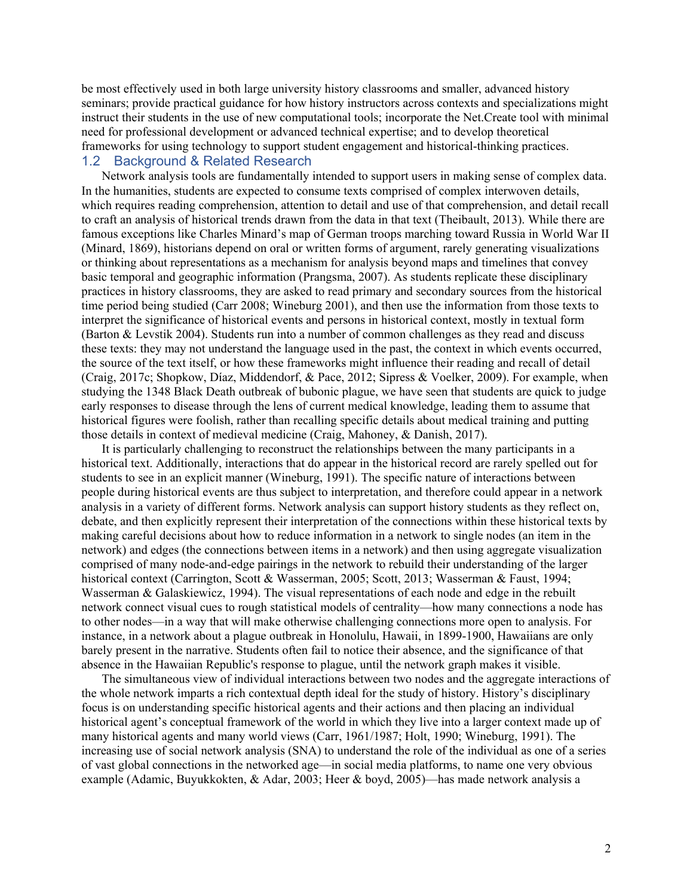be most effectively used in both large university history classrooms and smaller, advanced history seminars; provide practical guidance for how history instructors across contexts and specializations might instruct their students in the use of new computational tools; incorporate the Net.Create tool with minimal need for professional development or advanced technical expertise; and to develop theoretical frameworks for using technology to support student engagement and historical-thinking practices.

## 1.2 Background & Related Research

Network analysis tools are fundamentally intended to support users in making sense of complex data. In the humanities, students are expected to consume texts comprised of complex interwoven details, which requires reading comprehension, attention to detail and use of that comprehension, and detail recall to craft an analysis of historical trends drawn from the data in that text (Theibault, 2013). While there are famous exceptions like Charles Minard's map of German troops marching toward Russia in World War II (Minard, 1869), historians depend on oral or written forms of argument, rarely generating visualizations or thinking about representations as a mechanism for analysis beyond maps and timelines that convey basic temporal and geographic information (Prangsma, 2007). As students replicate these disciplinary practices in history classrooms, they are asked to read primary and secondary sources from the historical time period being studied (Carr 2008; Wineburg 2001), and then use the information from those texts to interpret the significance of historical events and persons in historical context, mostly in textual form (Barton & Levstik 2004). Students run into a number of common challenges as they read and discuss these texts: they may not understand the language used in the past, the context in which events occurred, the source of the text itself, or how these frameworks might influence their reading and recall of detail (Craig, 2017c; Shopkow, Díaz, Middendorf, & Pace, 2012; Sipress & Voelker, 2009). For example, when studying the 1348 Black Death outbreak of bubonic plague, we have seen that students are quick to judge early responses to disease through the lens of current medical knowledge, leading them to assume that historical figures were foolish, rather than recalling specific details about medical training and putting those details in context of medieval medicine (Craig, Mahoney, & Danish, 2017).

It is particularly challenging to reconstruct the relationships between the many participants in a historical text. Additionally, interactions that do appear in the historical record are rarely spelled out for students to see in an explicit manner (Wineburg, 1991). The specific nature of interactions between people during historical events are thus subject to interpretation, and therefore could appear in a network analysis in a variety of different forms. Network analysis can support history students as they reflect on, debate, and then explicitly represent their interpretation of the connections within these historical texts by making careful decisions about how to reduce information in a network to single nodes (an item in the network) and edges (the connections between items in a network) and then using aggregate visualization comprised of many node-and-edge pairings in the network to rebuild their understanding of the larger historical context (Carrington, Scott & Wasserman, 2005; Scott, 2013; Wasserman & Faust, 1994; Wasserman & Galaskiewicz, 1994). The visual representations of each node and edge in the rebuilt network connect visual cues to rough statistical models of centrality—how many connections a node has to other nodes—in a way that will make otherwise challenging connections more open to analysis. For instance, in a network about a plague outbreak in Honolulu, Hawaii, in 1899-1900, Hawaiians are only barely present in the narrative. Students often fail to notice their absence, and the significance of that absence in the Hawaiian Republic's response to plague, until the network graph makes it visible.

The simultaneous view of individual interactions between two nodes and the aggregate interactions of the whole network imparts a rich contextual depth ideal for the study of history. History's disciplinary focus is on understanding specific historical agents and their actions and then placing an individual historical agent's conceptual framework of the world in which they live into a larger context made up of many historical agents and many world views (Carr, 1961/1987; Holt, 1990; Wineburg, 1991). The increasing use of social network analysis (SNA) to understand the role of the individual as one of a series of vast global connections in the networked age—in social media platforms, to name one very obvious example (Adamic, Buyukkokten, & Adar, 2003; Heer & boyd, 2005)—has made network analysis a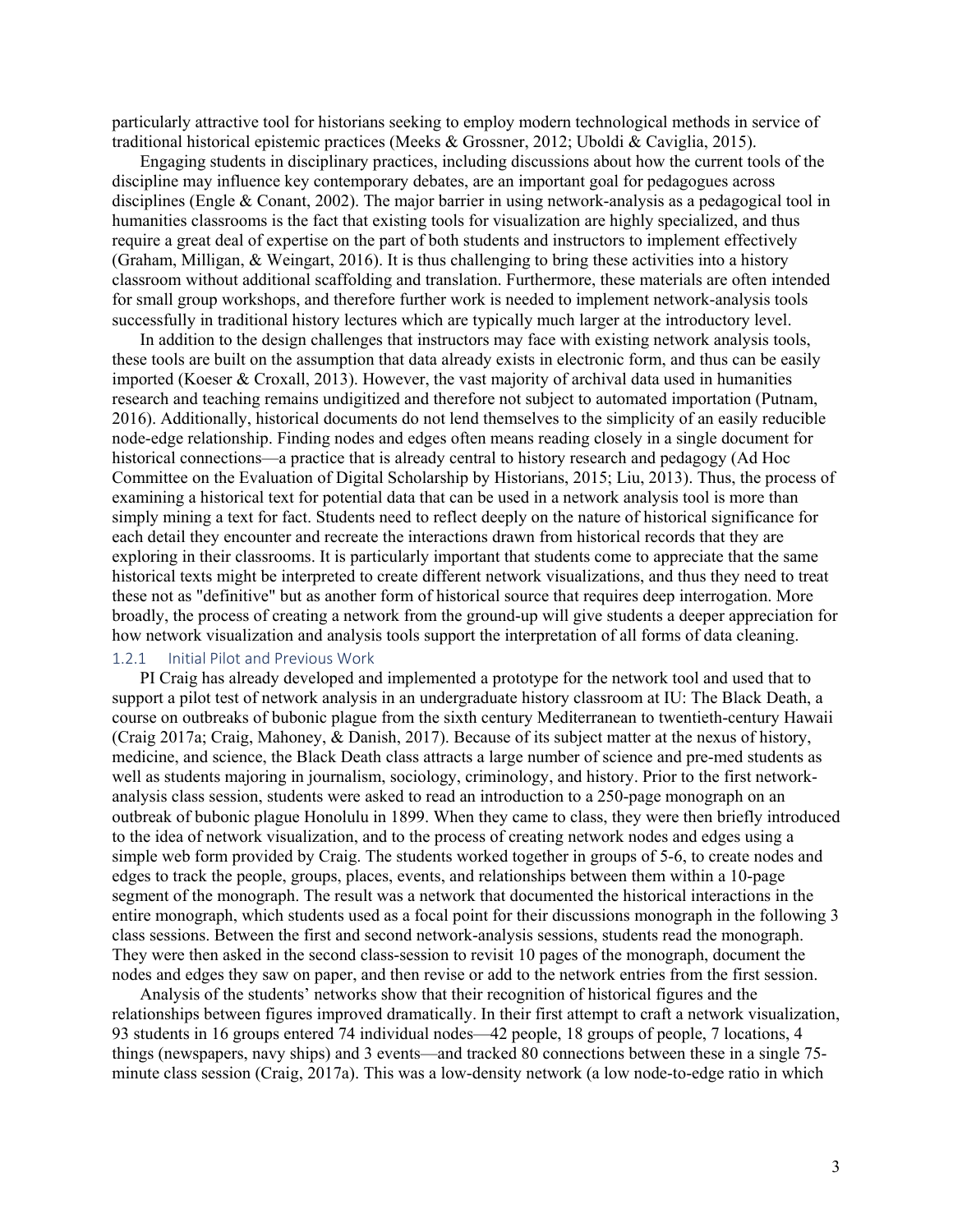particularly attractive tool for historians seeking to employ modern technological methods in service of traditional historical epistemic practices (Meeks & Grossner, 2012; Uboldi & Caviglia, 2015).

Engaging students in disciplinary practices, including discussions about how the current tools of the discipline may influence key contemporary debates, are an important goal for pedagogues across disciplines (Engle & Conant, 2002). The major barrier in using network-analysis as a pedagogical tool in humanities classrooms is the fact that existing tools for visualization are highly specialized, and thus require a great deal of expertise on the part of both students and instructors to implement effectively (Graham, Milligan, & Weingart, 2016). It is thus challenging to bring these activities into a history classroom without additional scaffolding and translation. Furthermore, these materials are often intended for small group workshops, and therefore further work is needed to implement network-analysis tools successfully in traditional history lectures which are typically much larger at the introductory level.

In addition to the design challenges that instructors may face with existing network analysis tools, these tools are built on the assumption that data already exists in electronic form, and thus can be easily imported (Koeser & Croxall, 2013). However, the vast majority of archival data used in humanities research and teaching remains undigitized and therefore not subject to automated importation (Putnam, 2016). Additionally, historical documents do not lend themselves to the simplicity of an easily reducible node-edge relationship. Finding nodes and edges often means reading closely in a single document for historical connections—a practice that is already central to history research and pedagogy (Ad Hoc Committee on the Evaluation of Digital Scholarship by Historians, 2015; Liu, 2013). Thus, the process of examining a historical text for potential data that can be used in a network analysis tool is more than simply mining a text for fact. Students need to reflect deeply on the nature of historical significance for each detail they encounter and recreate the interactions drawn from historical records that they are exploring in their classrooms. It is particularly important that students come to appreciate that the same historical texts might be interpreted to create different network visualizations, and thus they need to treat these not as "definitive" but as another form of historical source that requires deep interrogation. More broadly, the process of creating a network from the ground-up will give students a deeper appreciation for how network visualization and analysis tools support the interpretation of all forms of data cleaning.

### 1.2.1 Initial Pilot and Previous Work

PI Craig has already developed and implemented a prototype for the network tool and used that to support a pilot test of network analysis in an undergraduate history classroom at IU: The Black Death, a course on outbreaks of bubonic plague from the sixth century Mediterranean to twentieth-century Hawaii (Craig 2017a; Craig, Mahoney, & Danish, 2017). Because of its subject matter at the nexus of history, medicine, and science, the Black Death class attracts a large number of science and pre-med students as well as students majoring in journalism, sociology, criminology, and history. Prior to the first network-analysis class session, students were asked to read an introduction to a 250-page monograph on an outbreak of bubonic plague Honolulu in 1899. When they came to class, they were then briefly introduced to the idea of network visualization, and to the process of creating network nodes and edges using a simple web form provided by Craig. The students worked together in groups of 5-6, to create nodes and edges to track the people, groups, places, events, and relationships between them within a 10-page segment of the monograph. The result was a network that documented the historical interactions in the entire monograph, which students used as a focal point for their discussions monograph in the following 3 class sessions. Between the first and second network-analysis sessions, students read the monograph. They were then asked in the second class-session to revisit 10 pages of the monograph, document the nodes and edges they saw on paper, and then revise or add to the network entries from the first session.

Analysis of the students' networks show that their recognition of historical figures and the relationships between figures improved dramatically. In their first attempt to craft a network visualization, 93 students in 16 groups entered 74 individual nodes—42 people, 18 groups of people, 7 locations, 4 things (newspapers, navy ships) and 3 events—and tracked 80 connections between these in a single 75-minute class session (Craig, 2017a). This was a low-density network (a low node-to-edge ratio in which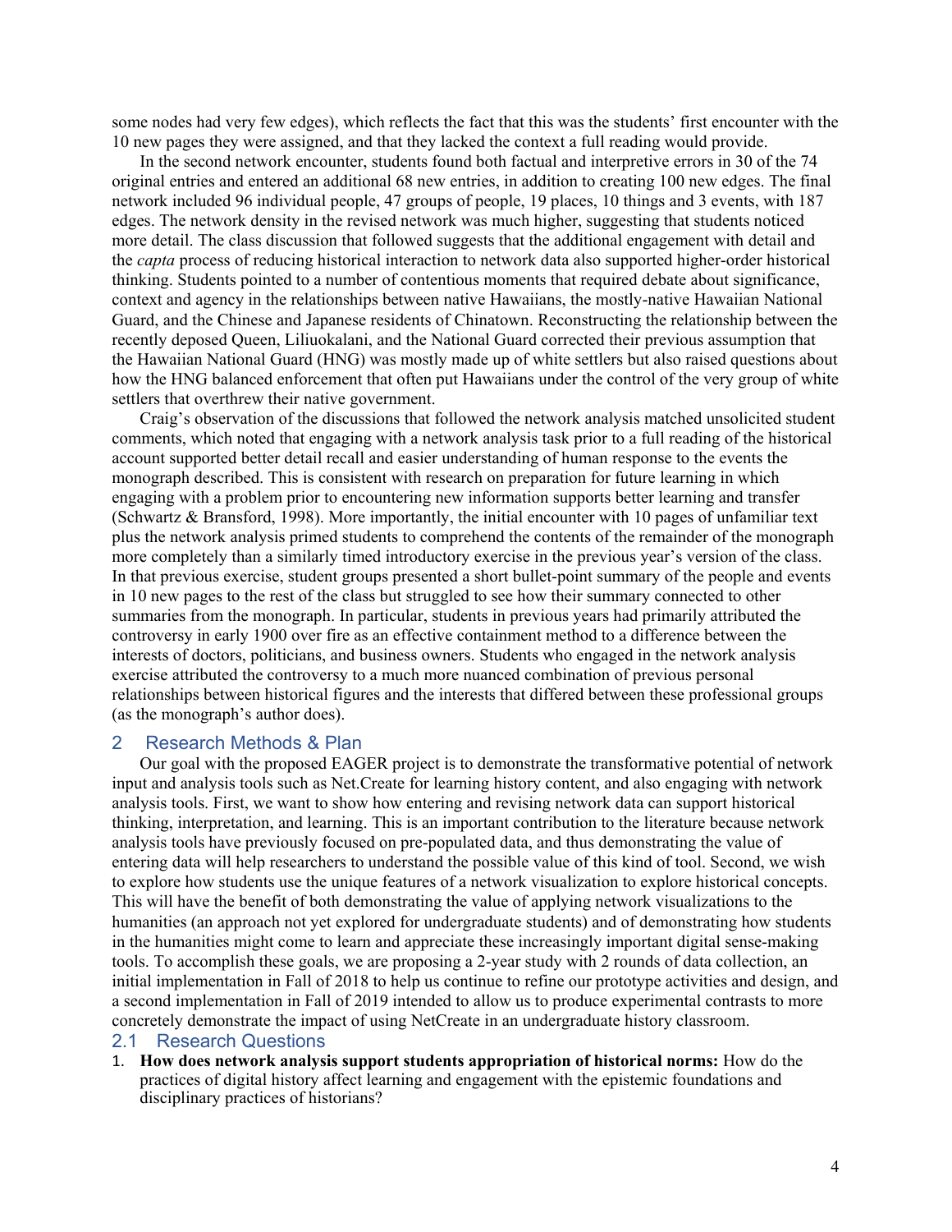some nodes had very few edges), which reflects the fact that this was the students' first encounter with the 10 new pages they were assigned, and that they lacked the context a full reading would provide.

In the second network encounter, students found both factual and interpretive errors in 30 of the 74 original entries and entered an additional 68 new entries, in addition to creating 100 new edges. The final network included 96 individual people, 47 groups of people, 19 places, 10 things and 3 events, with 187 edges. The network density in the revised network was much higher, suggesting that students noticed more detail. The class discussion that followed suggests that the additional engagement with detail and the *capta* process of reducing historical interaction to network data also supported higher-order historical thinking. Students pointed to a number of contentious moments that required debate about significance, context and agency in the relationships between native Hawaiians, the mostly-native Hawaiian National Guard, and the Chinese and Japanese residents of Chinatown. Reconstructing the relationship between the recently deposed Queen, Liliuokalani, and the National Guard corrected their previous assumption that the Hawaiian National Guard (HNG) was mostly made up of white settlers but also raised questions about how the HNG balanced enforcement that often put Hawaiians under the control of the very group of white settlers that overthrew their native government.

Craig's observation of the discussions that followed the network analysis matched unsolicited student comments, which noted that engaging with a network analysis task prior to a full reading of the historical account supported better detail recall and easier understanding of human response to the events the monograph described. This is consistent with research on preparation for future learning in which engaging with a problem prior to encountering new information supports better learning and transfer (Schwartz & Bransford, 1998). More importantly, the initial encounter with 10 pages of unfamiliar text plus the network analysis primed students to comprehend the contents of the remainder of the monograph more completely than a similarly timed introductory exercise in the previous year's version of the class. In that previous exercise, student groups presented a short bullet-point summary of the people and events in 10 new pages to the rest of the class but struggled to see how their summary connected to other summaries from the monograph. In particular, students in previous years had primarily attributed the controversy in early 1900 over fire as an effective containment method to a difference between the interests of doctors, politicians, and business owners. Students who engaged in the network analysis exercise attributed the controversy to a much more nuanced combination of previous personal relationships between historical figures and the interests that differed between these professional groups (as the monograph's author does).

## 2 Research Methods & Plan

Our goal with the proposed EAGER project is to demonstrate the transformative potential of network input and analysis tools such as Net.Create for learning history content, and also engaging with network analysis tools. First, we want to show how entering and revising network data can support historical thinking, interpretation, and learning. This is an important contribution to the literature because network analysis tools have previously focused on pre-populated data, and thus demonstrating the value of entering data will help researchers to understand the possible value of this kind of tool. Second, we wish to explore how students use the unique features of a network visualization to explore historical concepts. This will have the benefit of both demonstrating the value of applying network visualizations to the humanities (an approach not yet explored for undergraduate students) and of demonstrating how students in the humanities might come to learn and appreciate these increasingly important digital sense-making tools. To accomplish these goals, we are proposing a 2-year study with 2 rounds of data collection, an initial implementation in Fall of 2018 to help us continue to refine our prototype activities and design, and a second implementation in Fall of 2019 intended to allow us to produce experimental contrasts to more concretely demonstrate the impact of using NetCreate in an undergraduate history classroom.

### 2.1 Research Questions

1. **How does network analysis support students appropriation of historical norms:** How do the practices of digital history affect learning and engagement with the epistemic foundations and disciplinary practices of historians?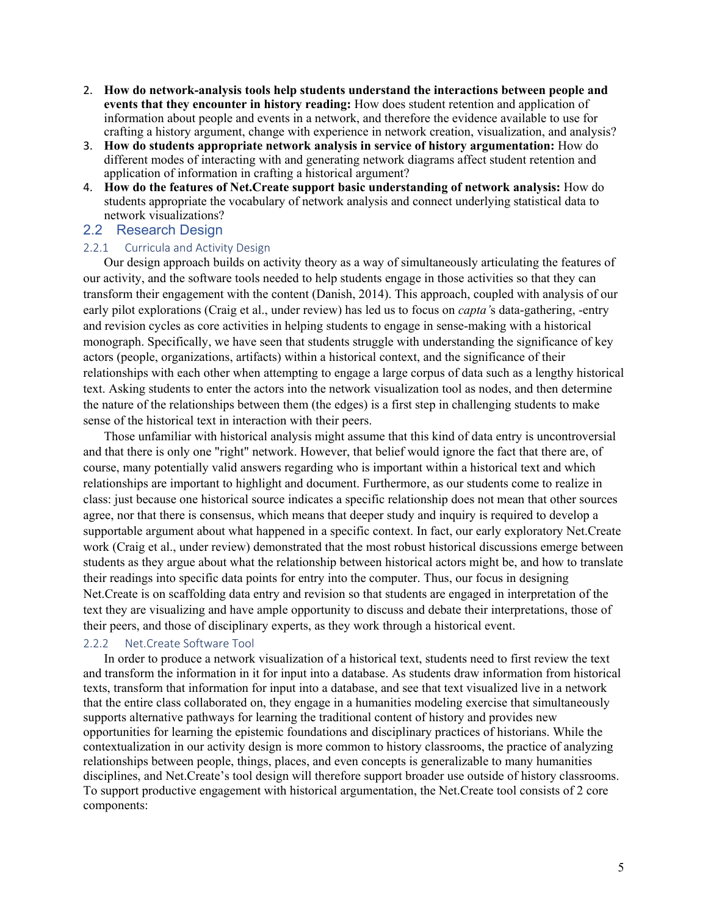2. **How do network-analysis tools help students understand the interactions between people and events that they encounter in history reading:** How does student retention and application of information about people and events in a network, and therefore the evidence available to use for crafting a history argument, change with experience in network creation, visualization, and analysis?
3. **How do students appropriate network analysis in service of history argumentation:** How do different modes of interacting with and generating network diagrams affect student retention and application of information in crafting a historical argument?
4. **How do the features of Net.Create support basic understanding of network analysis:** How do students appropriate the vocabulary of network analysis and connect underlying statistical data to network visualizations?

## 2.2 Research Design

### 2.2.1 Curricula and Activity Design

Our design approach builds on activity theory as a way of simultaneously articulating the features of our activity, and the software tools needed to help students engage in those activities so that they can transform their engagement with the content (Danish, 2014). This approach, coupled with analysis of our early pilot explorations (Craig et al., under review) has led us to focus on *capta'*s data-gathering, -entry and revision cycles as core activities in helping students to engage in sense-making with a historical monograph. Specifically, we have seen that students struggle with understanding the significance of key actors (people, organizations, artifacts) within a historical context, and the significance of their relationships with each other when attempting to engage a large corpus of data such as a lengthy historical text. Asking students to enter the actors into the network visualization tool as nodes, and then determine the nature of the relationships between them (the edges) is a first step in challenging students to make sense of the historical text in interaction with their peers.

Those unfamiliar with historical analysis might assume that this kind of data entry is uncontroversial and that there is only one "right" network. However, that belief would ignore the fact that there are, of course, many potentially valid answers regarding who is important within a historical text and which relationships are important to highlight and document. Furthermore, as our students come to realize in class: just because one historical source indicates a specific relationship does not mean that other sources agree, nor that there is consensus, which means that deeper study and inquiry is required to develop a supportable argument about what happened in a specific context. In fact, our early exploratory Net.Create work (Craig et al., under review) demonstrated that the most robust historical discussions emerge between students as they argue about what the relationship between historical actors might be, and how to translate their readings into specific data points for entry into the computer. Thus, our focus in designing Net.Create is on scaffolding data entry and revision so that students are engaged in interpretation of the text they are visualizing and have ample opportunity to discuss and debate their interpretations, those of their peers, and those of disciplinary experts, as they work through a historical event.

### 2.2.2 Net.Create Software Tool

In order to produce a network visualization of a historical text, students need to first review the text and transform the information in it for input into a database. As students draw information from historical texts, transform that information for input into a database, and see that text visualized live in a network that the entire class collaborated on, they engage in a humanities modeling exercise that simultaneously supports alternative pathways for learning the traditional content of history and provides new opportunities for learning the epistemic foundations and disciplinary practices of historians. While the contextualization in our activity design is more common to history classrooms, the practice of analyzing relationships between people, things, places, and even concepts is generalizable to many humanities disciplines, and Net.Create's tool design will therefore support broader use outside of history classrooms. To support productive engagement with historical argumentation, the Net.Create tool consists of 2 core components: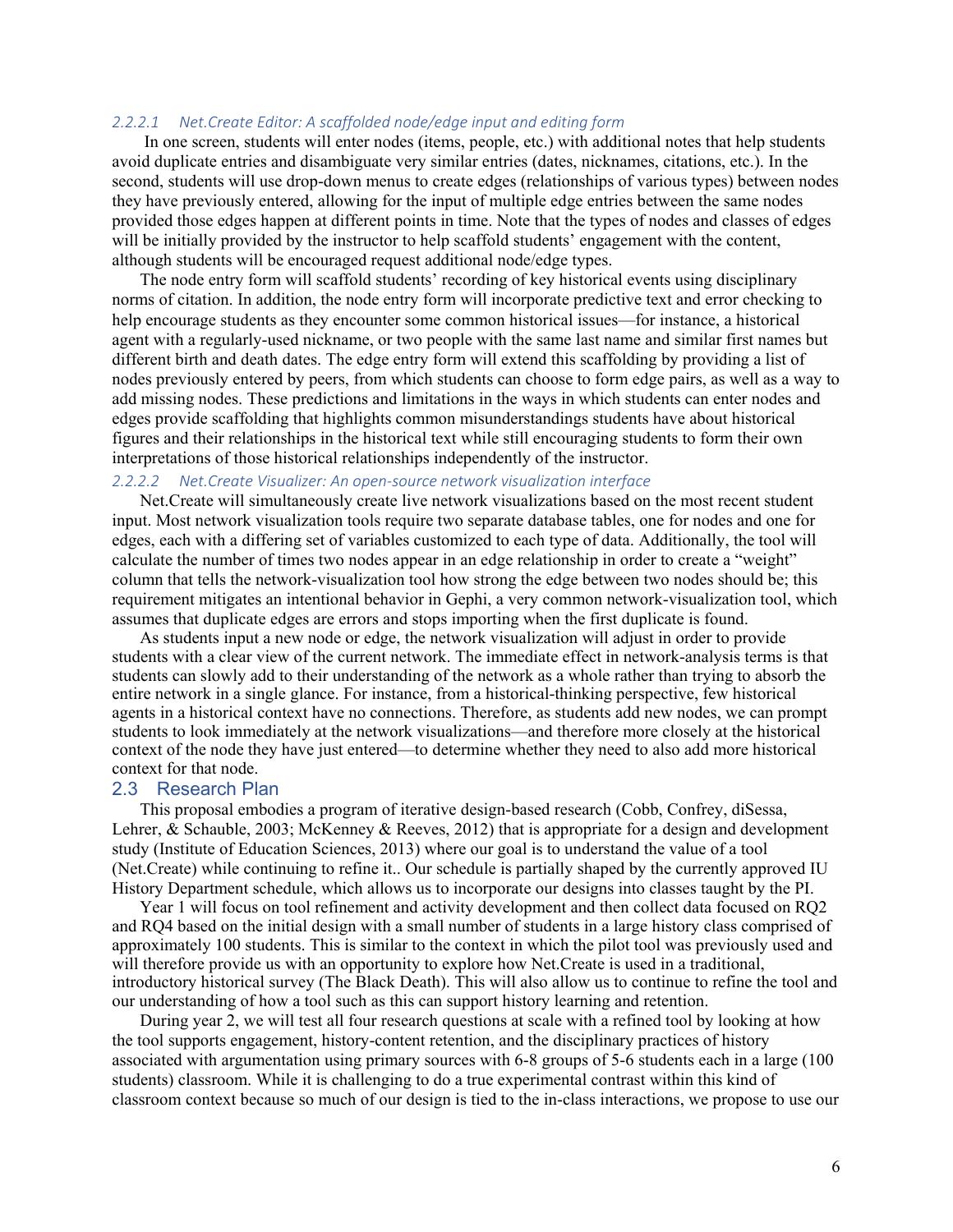#### *2.2.2.1 Net.Create Editor: A scaffolded node/edge input and editing form*

In one screen, students will enter nodes (items, people, etc.) with additional notes that help students avoid duplicate entries and disambiguate very similar entries (dates, nicknames, citations, etc.). In the second, students will use drop-down menus to create edges (relationships of various types) between nodes they have previously entered, allowing for the input of multiple edge entries between the same nodes provided those edges happen at different points in time. Note that the types of nodes and classes of edges will be initially provided by the instructor to help scaffold students' engagement with the content, although students will be encouraged request additional node/edge types.

The node entry form will scaffold students' recording of key historical events using disciplinary norms of citation. In addition, the node entry form will incorporate predictive text and error checking to help encourage students as they encounter some common historical issues—for instance, a historical agent with a regularly-used nickname, or two people with the same last name and similar first names but different birth and death dates. The edge entry form will extend this scaffolding by providing a list of nodes previously entered by peers, from which students can choose to form edge pairs, as well as a way to add missing nodes. These predictions and limitations in the ways in which students can enter nodes and edges provide scaffolding that highlights common misunderstandings students have about historical figures and their relationships in the historical text while still encouraging students to form their own interpretations of those historical relationships independently of the instructor.

#### *2.2.2.2 Net.Create Visualizer: An open-source network visualization interface*

Net.Create will simultaneously create live network visualizations based on the most recent student input. Most network visualization tools require two separate database tables, one for nodes and one for edges, each with a differing set of variables customized to each type of data. Additionally, the tool will calculate the number of times two nodes appear in an edge relationship in order to create a "weight" column that tells the network-visualization tool how strong the edge between two nodes should be; this requirement mitigates an intentional behavior in Gephi, a very common network-visualization tool, which assumes that duplicate edges are errors and stops importing when the first duplicate is found.

As students input a new node or edge, the network visualization will adjust in order to provide students with a clear view of the current network. The immediate effect in network-analysis terms is that students can slowly add to their understanding of the network as a whole rather than trying to absorb the entire network in a single glance. For instance, from a historical-thinking perspective, few historical agents in a historical context have no connections. Therefore, as students add new nodes, we can prompt students to look immediately at the network visualizations—and therefore more closely at the historical context of the node they have just entered—to determine whether they need to also add more historical context for that node.

## 2.3 Research Plan

This proposal embodies a program of iterative design-based research (Cobb, Confrey, diSessa, Lehrer, & Schauble, 2003; McKenney & Reeves, 2012) that is appropriate for a design and development study (Institute of Education Sciences, 2013) where our goal is to understand the value of a tool (Net.Create) while continuing to refine it.. Our schedule is partially shaped by the currently approved IU History Department schedule, which allows us to incorporate our designs into classes taught by the PI.

Year 1 will focus on tool refinement and activity development and then collect data focused on RQ2 and RQ4 based on the initial design with a small number of students in a large history class comprised of approximately 100 students. This is similar to the context in which the pilot tool was previously used and will therefore provide us with an opportunity to explore how Net.Create is used in a traditional, introductory historical survey (The Black Death). This will also allow us to continue to refine the tool and our understanding of how a tool such as this can support history learning and retention.

During year 2, we will test all four research questions at scale with a refined tool by looking at how the tool supports engagement, history-content retention, and the disciplinary practices of history associated with argumentation using primary sources with 6-8 groups of 5-6 students each in a large (100 students) classroom. While it is challenging to do a true experimental contrast within this kind of classroom context because so much of our design is tied to the in-class interactions, we propose to use our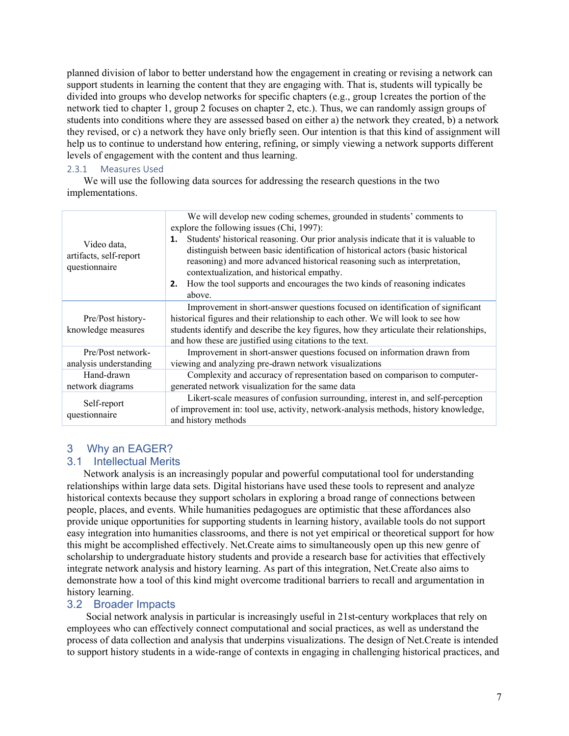planned division of labor to better understand how the engagement in creating or revising a network can support students in learning the content that they are engaging with. That is, students will typically be divided into groups who develop networks for specific chapters (e.g., group 1creates the portion of the network tied to chapter 1, group 2 focuses on chapter 2, etc.). Thus, we can randomly assign groups of students into conditions where they are assessed based on either a) the network they created, b) a network they revised, or c) a network they have only briefly seen. Our intention is that this kind of assignment will help us to continue to understand how entering, refining, or simply viewing a network supports different levels of engagement with the content and thus learning.

### 2.3.1 Measures Used

We will use the following data sources for addressing the research questions in the two implementations.

| | |
|---|---|
| Video data, artifacts, self-report questionnaire | We will develop new coding schemes, grounded in students' comments to explore the following issues (Chi, 1997):<br>**1.** Students' historical reasoning. Our prior analysis indicate that it is valuable to distinguish between basic identification of historical actors (basic historical reasoning) and more advanced historical reasoning such as interpretation, contextualization, and historical empathy.<br>**2.** How the tool supports and encourages the two kinds of reasoning indicates above. |
| Pre/Post history-knowledge measures | Improvement in short-answer questions focused on identification of significant historical figures and their relationship to each other. We will look to see how students identify and describe the key figures, how they articulate their relationships, and how these are justified using citations to the text. |
| Pre/Post network-analysis understanding | Improvement in short-answer questions focused on information drawn from viewing and analyzing pre-drawn network visualizations |
| Hand-drawn network diagrams | Complexity and accuracy of representation based on comparison to computer-generated network visualization for the same data |
| Self-report questionnaire | Likert-scale measures of confusion surrounding, interest in, and self-perception of improvement in: tool use, activity, network-analysis methods, history knowledge, and history methods |

# 3 Why an EAGER?

## 3.1 Intellectual Merits

Network analysis is an increasingly popular and powerful computational tool for understanding relationships within large data sets. Digital historians have used these tools to represent and analyze historical contexts because they support scholars in exploring a broad range of connections between people, places, and events. While humanities pedagogues are optimistic that these affordances also provide unique opportunities for supporting students in learning history, available tools do not support easy integration into humanities classrooms, and there is not yet empirical or theoretical support for how this might be accomplished effectively. Net.Create aims to simultaneously open up this new genre of scholarship to undergraduate history students and provide a research base for activities that effectively integrate network analysis and history learning. As part of this integration, Net.Create also aims to demonstrate how a tool of this kind might overcome traditional barriers to recall and argumentation in history learning.

## 3.2 Broader Impacts

Social network analysis in particular is increasingly useful in 21st-century workplaces that rely on employees who can effectively connect computational and social practices, as well as understand the process of data collection and analysis that underpins visualizations. The design of Net.Create is intended to support history students in a wide-range of contexts in engaging in challenging historical practices, and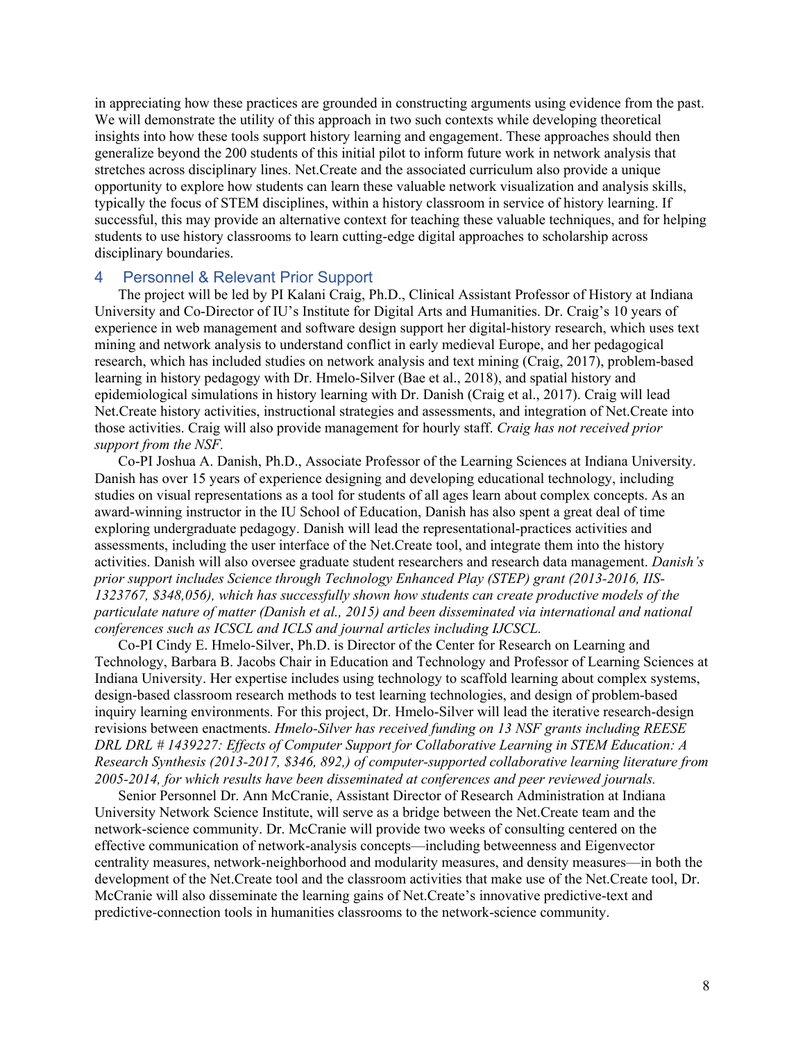in appreciating how these practices are grounded in constructing arguments using evidence from the past. We will demonstrate the utility of this approach in two such contexts while developing theoretical insights into how these tools support history learning and engagement. These approaches should then generalize beyond the 200 students of this initial pilot to inform future work in network analysis that stretches across disciplinary lines. Net.Create and the associated curriculum also provide a unique opportunity to explore how students can learn these valuable network visualization and analysis skills, typically the focus of STEM disciplines, within a history classroom in service of history learning. If successful, this may provide an alternative context for teaching these valuable techniques, and for helping students to use history classrooms to learn cutting-edge digital approaches to scholarship across disciplinary boundaries.

## 4 Personnel & Relevant Prior Support

The project will be led by PI Kalani Craig, Ph.D., Clinical Assistant Professor of History at Indiana University and Co-Director of IU's Institute for Digital Arts and Humanities. Dr. Craig's 10 years of experience in web management and software design support her digital-history research, which uses text mining and network analysis to understand conflict in early medieval Europe, and her pedagogical research, which has included studies on network analysis and text mining (Craig, 2017), problem-based learning in history pedagogy with Dr. Hmelo-Silver (Bae et al., 2018), and spatial history and epidemiological simulations in history learning with Dr. Danish (Craig et al., 2017). Craig will lead Net.Create history activities, instructional strategies and assessments, and integration of Net.Create into those activities. Craig will also provide management for hourly staff. *Craig has not received prior support from the NSF.*

Co-PI Joshua A. Danish, Ph.D., Associate Professor of the Learning Sciences at Indiana University. Danish has over 15 years of experience designing and developing educational technology, including studies on visual representations as a tool for students of all ages learn about complex concepts. As an award-winning instructor in the IU School of Education, Danish has also spent a great deal of time exploring undergraduate pedagogy. Danish will lead the representational-practices activities and assessments, including the user interface of the Net.Create tool, and integrate them into the history activities. Danish will also oversee graduate student researchers and research data management. *Danish's prior support includes Science through Technology Enhanced Play (STEP) grant (2013-2016, IIS-1323767, $348,056), which has successfully shown how students can create productive models of the particulate nature of matter (Danish et al., 2015) and been disseminated via international and national conferences such as ICSCL and ICLS and journal articles including IJCSCL.*

Co-PI Cindy E. Hmelo-Silver, Ph.D. is Director of the Center for Research on Learning and Technology, Barbara B. Jacobs Chair in Education and Technology and Professor of Learning Sciences at Indiana University. Her expertise includes using technology to scaffold learning about complex systems, design-based classroom research methods to test learning technologies, and design of problem-based inquiry learning environments. For this project, Dr. Hmelo-Silver will lead the iterative research-design revisions between enactments. *Hmelo-Silver has received funding on 13 NSF grants including REESE DRL DRL # 1439227: Effects of Computer Support for Collaborative Learning in STEM Education: A Research Synthesis (2013-2017, $346, 892,) of computer-supported collaborative learning literature from 2005-2014, for which results have been disseminated at conferences and peer reviewed journals.*

Senior Personnel Dr. Ann McCranie, Assistant Director of Research Administration at Indiana University Network Science Institute, will serve as a bridge between the Net.Create team and the network-science community. Dr. McCranie will provide two weeks of consulting centered on the effective communication of network-analysis concepts—including betweenness and Eigenvector centrality measures, network-neighborhood and modularity measures, and density measures—in both the development of the Net.Create tool and the classroom activities that make use of the Net.Create tool, Dr. McCranie will also disseminate the learning gains of Net.Create's innovative predictive-text and predictive-connection tools in humanities classrooms to the network-science community.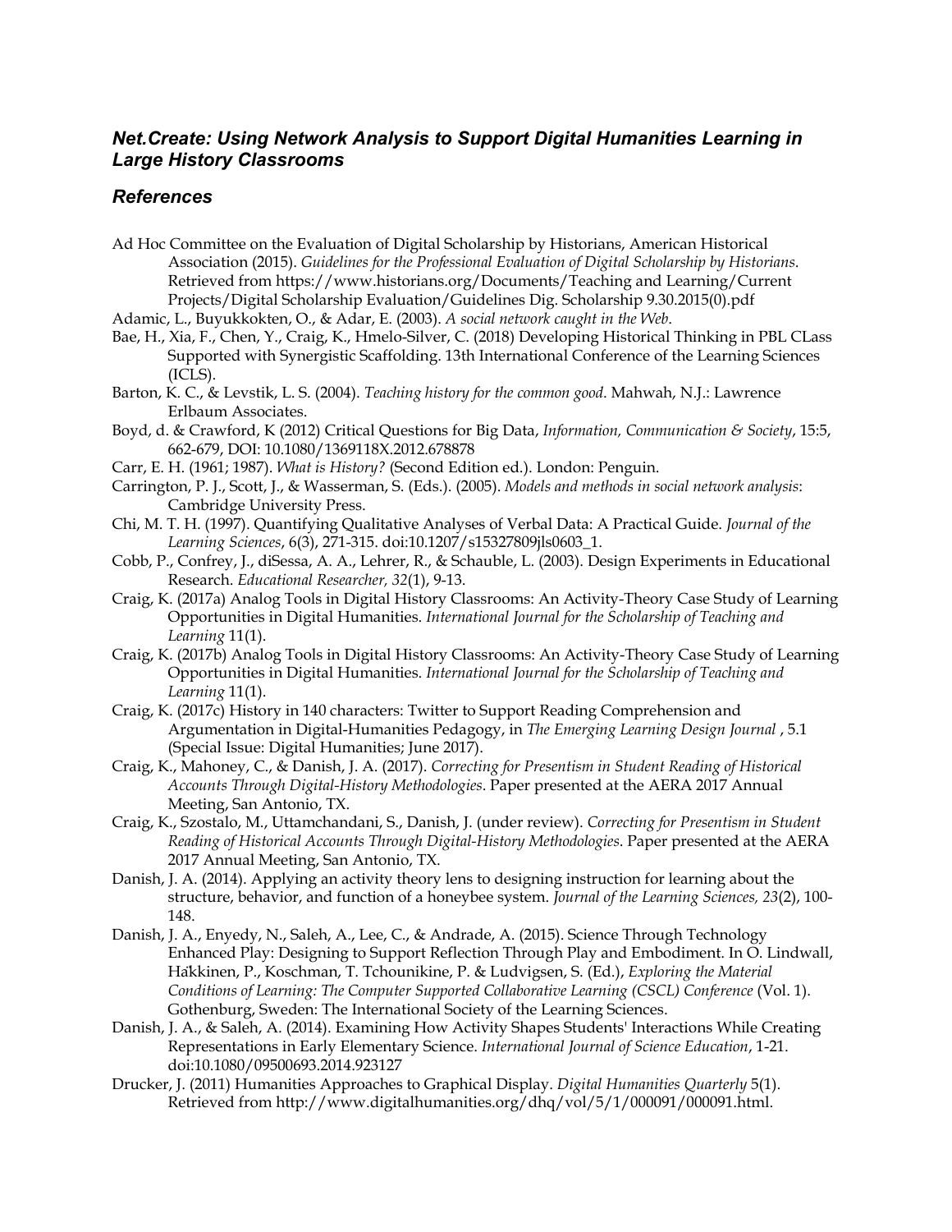## *Net.Create: Using Network Analysis to Support Digital Humanities Learning in Large History Classrooms*

## *References*

Ad Hoc Committee on the Evaluation of Digital Scholarship by Historians, American Historical Association (2015). *Guidelines for the Professional Evaluation of Digital Scholarship by Historians*. Retrieved from https://www.historians.org/Documents/Teaching and Learning/Current Projects/Digital Scholarship Evaluation/Guidelines Dig. Scholarship 9.30.2015(0).pdf

Adamic, L., Buyukkokten, O., & Adar, E. (2003). *A social network caught in the Web*.

Bae, H., Xia, F., Chen, Y., Craig, K., Hmelo-Silver, C. (2018) Developing Historical Thinking in PBL CLass Supported with Synergistic Scaffolding. 13th International Conference of the Learning Sciences (ICLS).

Barton, K. C., & Levstik, L. S. (2004). *Teaching history for the common good*. Mahwah, N.J.: Lawrence Erlbaum Associates.

Boyd, d. & Crawford, K (2012) Critical Questions for Big Data, *Information, Communication & Society*, 15:5, 662-679, DOI: 10.1080/1369118X.2012.678878

Carr, E. H. (1961; 1987). *What is History?* (Second Edition ed.). London: Penguin.

Carrington, P. J., Scott, J., & Wasserman, S. (Eds.). (2005). *Models and methods in social network analysis*: Cambridge University Press.

Chi, M. T. H. (1997). Quantifying Qualitative Analyses of Verbal Data: A Practical Guide. *Journal of the Learning Sciences*, 6(3), 271-315. doi:10.1207/s15327809jls0603_1.

Cobb, P., Confrey, J., diSessa, A. A., Lehrer, R., & Schauble, L. (2003). Design Experiments in Educational Research. *Educational Researcher, 32*(1), 9-13.

Craig, K. (2017a) Analog Tools in Digital History Classrooms: An Activity-Theory Case Study of Learning Opportunities in Digital Humanities. *International Journal for the Scholarship of Teaching and Learning* 11(1).

Craig, K. (2017b) Analog Tools in Digital History Classrooms: An Activity-Theory Case Study of Learning Opportunities in Digital Humanities. *International Journal for the Scholarship of Teaching and Learning* 11(1).

Craig, K. (2017c) History in 140 characters: Twitter to Support Reading Comprehension and Argumentation in Digital-Humanities Pedagogy, in *The Emerging Learning Design Journal* , 5.1 (Special Issue: Digital Humanities; June 2017).

Craig, K., Mahoney, C., & Danish, J. A. (2017). *Correcting for Presentism in Student Reading of Historical Accounts Through Digital-History Methodologies*. Paper presented at the AERA 2017 Annual Meeting, San Antonio, TX.

Craig, K., Szostalo, M., Uttamchandani, S., Danish, J. (under review). *Correcting for Presentism in Student Reading of Historical Accounts Through Digital-History Methodologies*. Paper presented at the AERA 2017 Annual Meeting, San Antonio, TX.

Danish, J. A. (2014). Applying an activity theory lens to designing instruction for learning about the structure, behavior, and function of a honeybee system. *Journal of the Learning Sciences, 23*(2), 100-148.

Danish, J. A., Enyedy, N., Saleh, A., Lee, C., & Andrade, A. (2015). Science Through Technology Enhanced Play: Designing to Support Reflection Through Play and Embodiment. In O. Lindwall, Häkkinen, P., Koschman, T. Tchounikine, P. & Ludvigsen, S. (Ed.), *Exploring the Material Conditions of Learning: The Computer Supported Collaborative Learning (CSCL) Conference* (Vol. 1). Gothenburg, Sweden: The International Society of the Learning Sciences.

Danish, J. A., & Saleh, A. (2014). Examining How Activity Shapes Students' Interactions While Creating Representations in Early Elementary Science. *International Journal of Science Education*, 1-21. doi:10.1080/09500693.2014.923127

Drucker, J. (2011) Humanities Approaches to Graphical Display. *Digital Humanities Quarterly* 5(1). Retrieved from http://www.digitalhumanities.org/dhq/vol/5/1/000091/000091.html.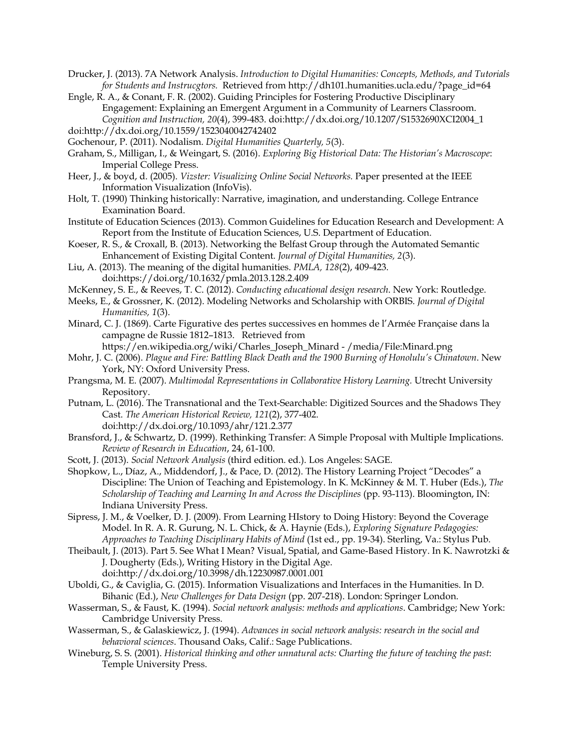Drucker, J. (2013). 7A Network Analysis. *Introduction to Digital Humanities: Concepts, Methods, and Tutorials for Students and Instrucgtors.* Retrieved from http://dh101.humanities.ucla.edu/?page_id=64

Engle, R. A., & Conant, F. R. (2002). Guiding Principles for Fostering Productive Disciplinary Engagement: Explaining an Emergent Argument in a Community of Learners Classroom. *Cognition and Instruction, 20*(4), 399-483. doi:http://dx.doi.org/10.1207/S1532690XCI2004_1

doi:http://dx.doi.org/10.1559/1523040042742402

Gochenour, P. (2011). Nodalism. *Digital Humanities Quarterly, 5*(3).

Graham, S., Milligan, I., & Weingart, S. (2016). *Exploring Big Historical Data: The Historian's Macroscope*: Imperial College Press.

Heer, J., & boyd, d. (2005). *Vizster: Visualizing Online Social Networks.* Paper presented at the IEEE Information Visualization (InfoVis).

Holt, T. (1990) Thinking historically: Narrative, imagination, and understanding. College Entrance Examination Board.

Institute of Education Sciences (2013). Common Guidelines for Education Research and Development: A Report from the Institute of Education Sciences, U.S. Department of Education.

Koeser, R. S., & Croxall, B. (2013). Networking the Belfast Group through the Automated Semantic Enhancement of Existing Digital Content. *Journal of Digital Humanities, 2*(3).

Liu, A. (2013). The meaning of the digital humanities. *PMLA, 128*(2), 409-423. doi:https://doi.org/10.1632/pmla.2013.128.2.409

McKenney, S. E., & Reeves, T. C. (2012). *Conducting educational design research*. New York: Routledge.

Meeks, E., & Grossner, K. (2012). Modeling Networks and Scholarship with ORBIS. *Journal of Digital Humanities, 1*(3).

Minard, C. J. (1869). Carte Figurative des pertes successives en hommes de l'Armée Française dans la campagne de Russie 1812–1813. Retrieved from https://en.wikipedia.org/wiki/Charles_Joseph_Minard - /media/File:Minard.png

Mohr, J. C. (2006). *Plague and Fire: Battling Black Death and the 1900 Burning of Honolulu's Chinatown*. New York, NY: Oxford University Press.

Prangsma, M. E. (2007). *Multimodal Representations in Collaborative History Learning.* Utrecht University Repository.

Putnam, L. (2016). The Transnational and the Text-Searchable: Digitized Sources and the Shadows They Cast. *The American Historical Review, 121*(2), 377-402. doi:http://dx.doi.org/10.1093/ahr/121.2.377

Bransford, J., & Schwartz, D. (1999). Rethinking Transfer: A Simple Proposal with Multiple Implications. *Review of Research in Education*, 24, 61-100.

Scott, J. (2013). *Social Network Analysis* (third edition. ed.). Los Angeles: SAGE.

Shopkow, L., Díaz, A., Middendorf, J., & Pace, D. (2012). The History Learning Project "Decodes" a Discipline: The Union of Teaching and Epistemology. In K. McKinney & M. T. Huber (Eds.), *The Scholarship of Teaching and Learning In and Across the Disciplines* (pp. 93-113). Bloomington, IN: Indiana University Press.

Sipress, J. M., & Voelker, D. J. (2009). From Learning HIstory to Doing History: Beyond the Coverage Model. In R. A. R. Gurung, N. L. Chick, & A. Haynie (Eds.), *Exploring Signature Pedagogies: Approaches to Teaching Disciplinary Habits of Mind* (1st ed., pp. 19-34). Sterling, Va.: Stylus Pub.

Theibault, J. (2013). Part 5. See What I Mean? Visual, Spatial, and Game-Based History. In K. Nawrotzki & J. Dougherty (Eds.), Writing History in the Digital Age. doi:http://dx.doi.org/10.3998/dh.12230987.0001.001

Uboldi, G., & Caviglia, G. (2015). Information Visualizations and Interfaces in the Humanities. In D. Bihanic (Ed.), *New Challenges for Data Design* (pp. 207-218). London: Springer London.

Wasserman, S., & Faust, K. (1994). *Social network analysis: methods and applications*. Cambridge; New York: Cambridge University Press.

Wasserman, S., & Galaskiewicz, J. (1994). *Advances in social network analysis: research in the social and behavioral sciences*. Thousand Oaks, Calif.: Sage Publications.

Wineburg, S. S. (2001). *Historical thinking and other unnatural acts: Charting the future of teaching the past*: Temple University Press.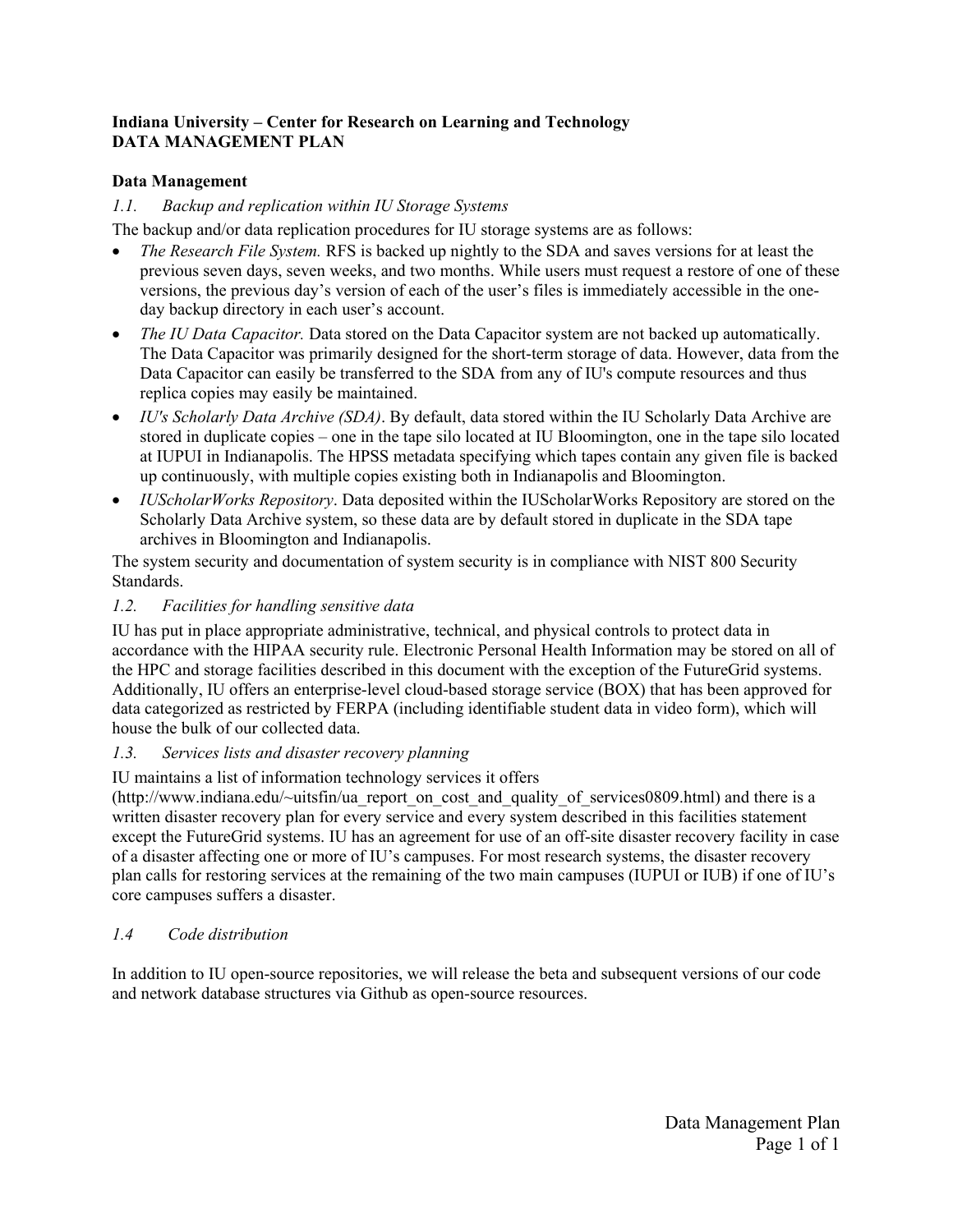**Indiana University – Center for Research on Learning and Technology**
**DATA MANAGEMENT PLAN**

**Data Management**

*1.1. Backup and replication within IU Storage Systems*

The backup and/or data replication procedures for IU storage systems are as follows:

- *The Research File System.* RFS is backed up nightly to the SDA and saves versions for at least the previous seven days, seven weeks, and two months. While users must request a restore of one of these versions, the previous day's version of each of the user's files is immediately accessible in the one-day backup directory in each user's account.
- *The IU Data Capacitor.* Data stored on the Data Capacitor system are not backed up automatically. The Data Capacitor was primarily designed for the short-term storage of data. However, data from the Data Capacitor can easily be transferred to the SDA from any of IU's compute resources and thus replica copies may easily be maintained.
- *IU's Scholarly Data Archive (SDA)*. By default, data stored within the IU Scholarly Data Archive are stored in duplicate copies – one in the tape silo located at IU Bloomington, one in the tape silo located at IUPUI in Indianapolis. The HPSS metadata specifying which tapes contain any given file is backed up continuously, with multiple copies existing both in Indianapolis and Bloomington.
- *IUScholarWorks Repository*. Data deposited within the IUScholarWorks Repository are stored on the Scholarly Data Archive system, so these data are by default stored in duplicate in the SDA tape archives in Bloomington and Indianapolis.

The system security and documentation of system security is in compliance with NIST 800 Security Standards.

*1.2. Facilities for handling sensitive data*

IU has put in place appropriate administrative, technical, and physical controls to protect data in accordance with the HIPAA security rule. Electronic Personal Health Information may be stored on all of the HPC and storage facilities described in this document with the exception of the FutureGrid systems. Additionally, IU offers an enterprise-level cloud-based storage service (BOX) that has been approved for data categorized as restricted by FERPA (including identifiable student data in video form), which will house the bulk of our collected data.

*1.3. Services lists and disaster recovery planning*

IU maintains a list of information technology services it offers (http://www.indiana.edu/~uitsfin/ua_report_on_cost_and_quality_of_services0809.html) and there is a written disaster recovery plan for every service and every system described in this facilities statement except the FutureGrid systems. IU has an agreement for use of an off-site disaster recovery facility in case of a disaster affecting one or more of IU's campuses. For most research systems, the disaster recovery plan calls for restoring services at the remaining of the two main campuses (IUPUI or IUB) if one of IU's core campuses suffers a disaster.

*1.4 Code distribution*

In addition to IU open-source repositories, we will release the beta and subsequent versions of our code and network database structures via Github as open-source resources.